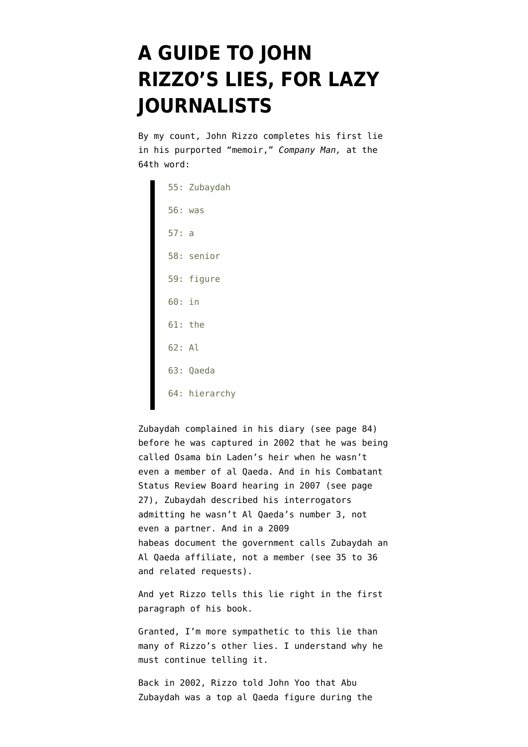# A GUIDE TO JOHN RIZZO'S LIES, FOR LAZY JOURNALISTS

By my count, John Rizzo completes his first lie in his purported "memoir," *Company Man,* at the 64th word:

> 55: Zubaydah
>
> 56: was
>
> 57: a
>
> 58: senior
>
> 59: figure
>
> 60: in
>
> 61: the
>
> 62: Al
>
> 63: Qaeda
>
> 64: hierarchy

Zubaydah complained in his diary (see page 84) before he was captured in 2002 that he was being called Osama bin Laden's heir when he wasn't even a member of al Qaeda. And in his Combatant Status Review Board hearing in 2007 (see page 27), Zubaydah described his interrogators admitting he wasn't Al Qaeda's number 3, not even a partner. And in a 2009 habeas document the government calls Zubaydah an Al Qaeda affiliate, not a member (see 35 to 36 and related requests).

And yet Rizzo tells this lie right in the first paragraph of his book.

Granted, I'm more sympathetic to this lie than many of Rizzo's other lies. I understand why he must continue telling it.

Back in 2002, Rizzo told John Yoo that Abu Zubaydah was a top al Qaeda figure during the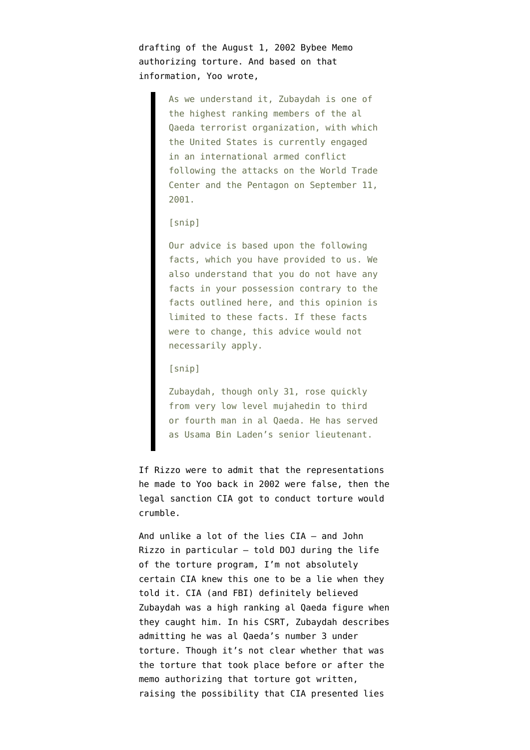drafting of the August 1, 2002 Bybee Memo authorizing torture. And based on that information, Yoo wrote,

> As we understand it, Zubaydah is one of the highest ranking members of the al Qaeda terrorist organization, with which the United States is currently engaged in an international armed conflict following the attacks on the World Trade Center and the Pentagon on September 11, 2001.
>
> [snip]
>
> Our advice is based upon the following facts, which you have provided to us. We also understand that you do not have any facts in your possession contrary to the facts outlined here, and this opinion is limited to these facts. If these facts were to change, this advice would not necessarily apply.
>
> [snip]
>
> Zubaydah, though only 31, rose quickly from very low level mujahedin to third or fourth man in al Qaeda. He has served as Usama Bin Laden's senior lieutenant.

If Rizzo were to admit that the representations he made to Yoo back in 2002 were false, then the legal sanction CIA got to conduct torture would crumble.

And unlike a lot of the lies CIA – and John Rizzo in particular – told DOJ during the life of the torture program, I'm not absolutely certain CIA knew this one to be a lie when they told it. CIA (and FBI) definitely believed Zubaydah was a high ranking al Qaeda figure when they caught him. In his CSRT, Zubaydah describes admitting he was al Qaeda's number 3 under torture. Though it's not clear whether that was the torture that took place before or after the memo authorizing that torture got written, raising the possibility that CIA presented lies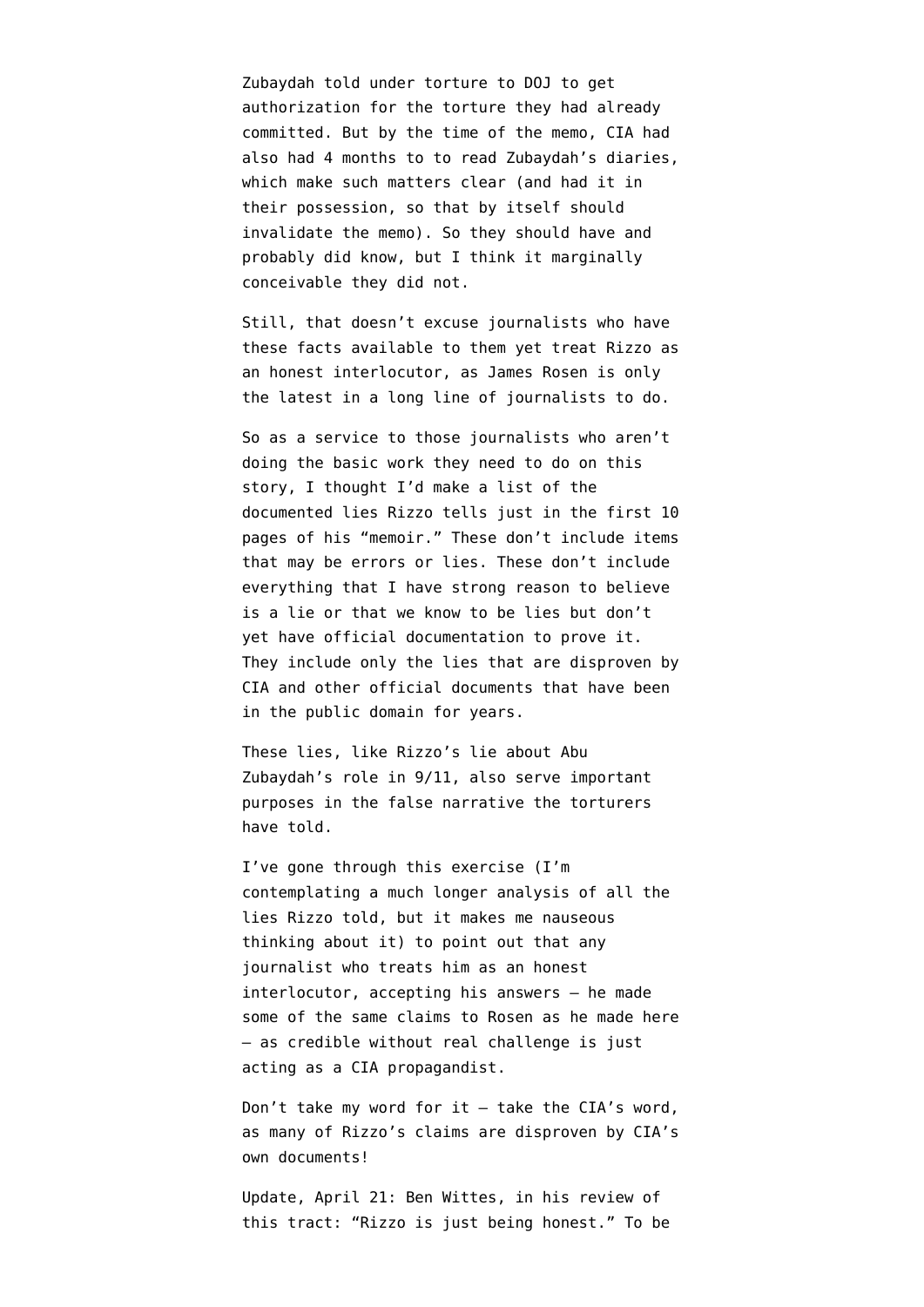Zubaydah told under torture to DOJ to get authorization for the torture they had already committed. But by the time of the memo, CIA had also had 4 months to to read Zubaydah's diaries, which make such matters clear (and had it in their possession, so that by itself should invalidate the memo). So they should have and probably did know, but I think it marginally conceivable they did not.

Still, that doesn't excuse journalists who have these facts available to them yet treat Rizzo as an honest interlocutor, as James Rosen is only the latest in a long line of journalists to do.

So as a service to those journalists who aren't doing the basic work they need to do on this story, I thought I'd make a list of the documented lies Rizzo tells just in the first 10 pages of his "memoir." These don't include items that may be errors or lies. These don't include everything that I have strong reason to believe is a lie or that we know to be lies but don't yet have official documentation to prove it. They include only the lies that are disproven by CIA and other official documents that have been in the public domain for years.

These lies, like Rizzo's lie about Abu Zubaydah's role in 9/11, also serve important purposes in the false narrative the torturers have told.

I've gone through this exercise (I'm contemplating a much longer analysis of all the lies Rizzo told, but it makes me nauseous thinking about it) to point out that any journalist who treats him as an honest interlocutor, accepting his answers – he made some of the same claims to Rosen as he made here – as credible without real challenge is just acting as a CIA propagandist.

Don't take my word for it – take the CIA's word, as many of Rizzo's claims are disproven by CIA's own documents!

Update, April 21: Ben Wittes, in his review of this tract: "Rizzo is just being honest." To be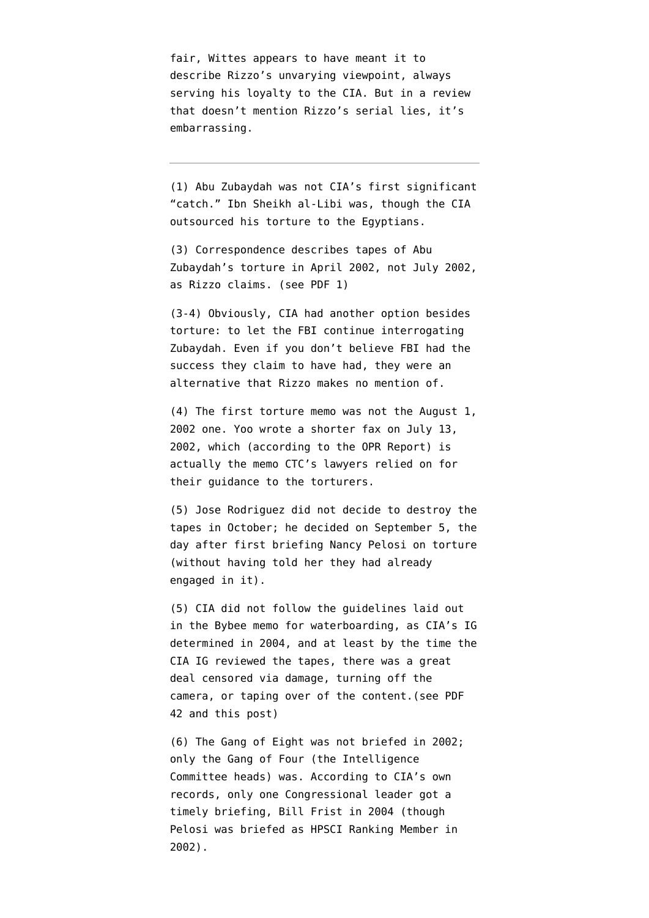fair, Wittes appears to have meant it to describe Rizzo's unvarying viewpoint, always serving his loyalty to the CIA. But in a review that doesn't mention Rizzo's serial lies, it's embarrassing.

---

(1) Abu Zubaydah was not CIA's first significant "catch." Ibn Sheikh al-Libi was, though the CIA outsourced his torture to the Egyptians.

(3) Correspondence describes tapes of Abu Zubaydah's torture in April 2002, not July 2002, as Rizzo claims. (see PDF 1)

(3-4) Obviously, CIA had another option besides torture: to let the FBI continue interrogating Zubaydah. Even if you don't believe FBI had the success they claim to have had, they were an alternative that Rizzo makes no mention of.

(4) The first torture memo was not the August 1, 2002 one. Yoo wrote a shorter fax on July 13, 2002, which (according to the OPR Report) is actually the memo CTC's lawyers relied on for their guidance to the torturers.

(5) Jose Rodriguez did not decide to destroy the tapes in October; he decided on September 5, the day after first briefing Nancy Pelosi on torture (without having told her they had already engaged in it).

(5) CIA did not follow the guidelines laid out in the Bybee memo for waterboarding, as CIA's IG determined in 2004, and at least by the time the CIA IG reviewed the tapes, there was a great deal censored via damage, turning off the camera, or taping over of the content.(see PDF 42 and this post)

(6) The Gang of Eight was not briefed in 2002; only the Gang of Four (the Intelligence Committee heads) was. According to CIA's own records, only one Congressional leader got a timely briefing, Bill Frist in 2004 (though Pelosi was briefed as HPSCI Ranking Member in 2002).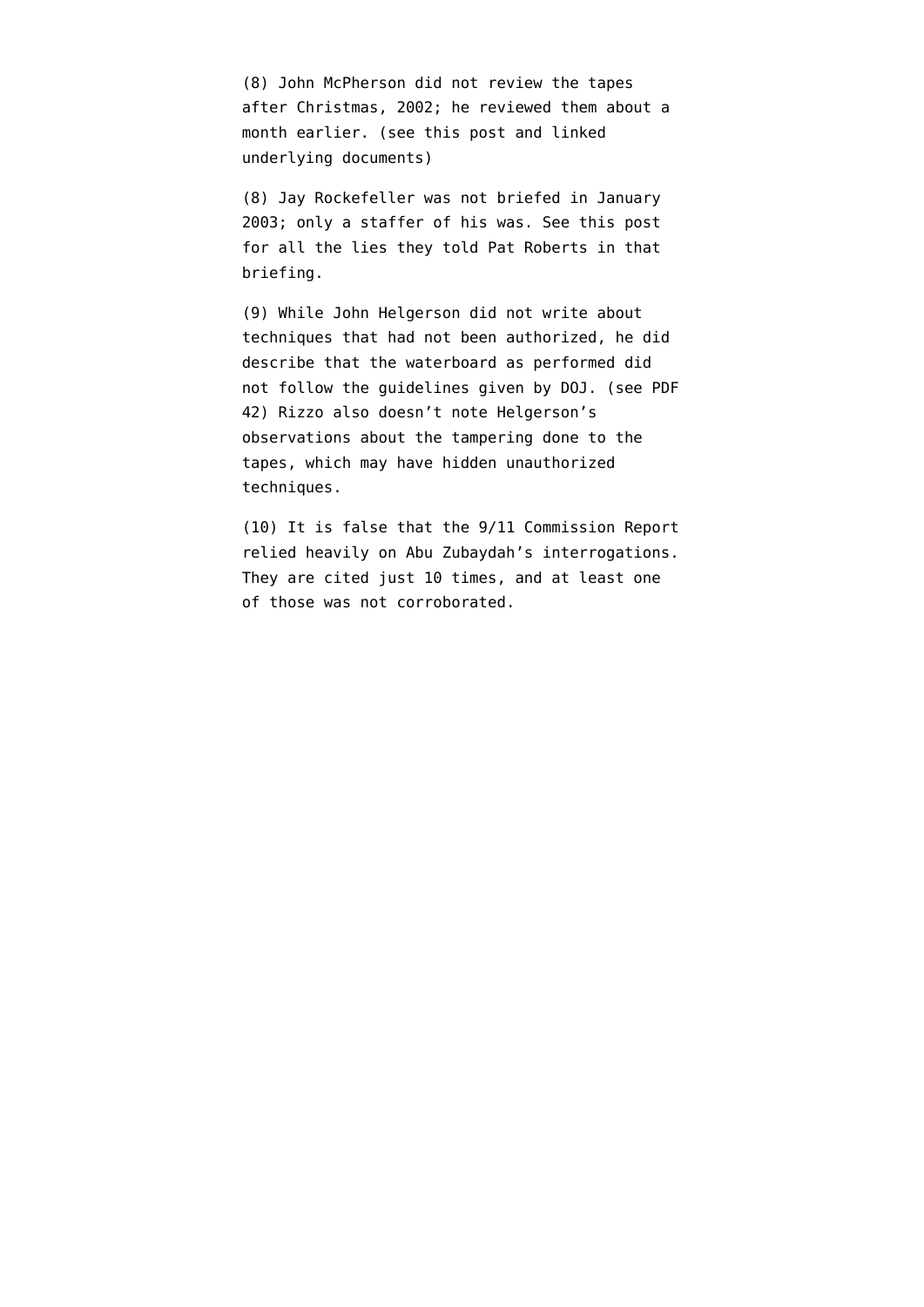(8) John McPherson did not review the tapes after Christmas, 2002; he reviewed them about a month earlier. (see this post and linked underlying documents)

(8) Jay Rockefeller was not briefed in January 2003; only a staffer of his was. See this post for all the lies they told Pat Roberts in that briefing.

(9) While John Helgerson did not write about techniques that had not been authorized, he did describe that the waterboard as performed did not follow the guidelines given by DOJ. (see PDF 42) Rizzo also doesn't note Helgerson's observations about the tampering done to the tapes, which may have hidden unauthorized techniques.

(10) It is false that the 9/11 Commission Report relied heavily on Abu Zubaydah's interrogations. They are cited just 10 times, and at least one of those was not corroborated.